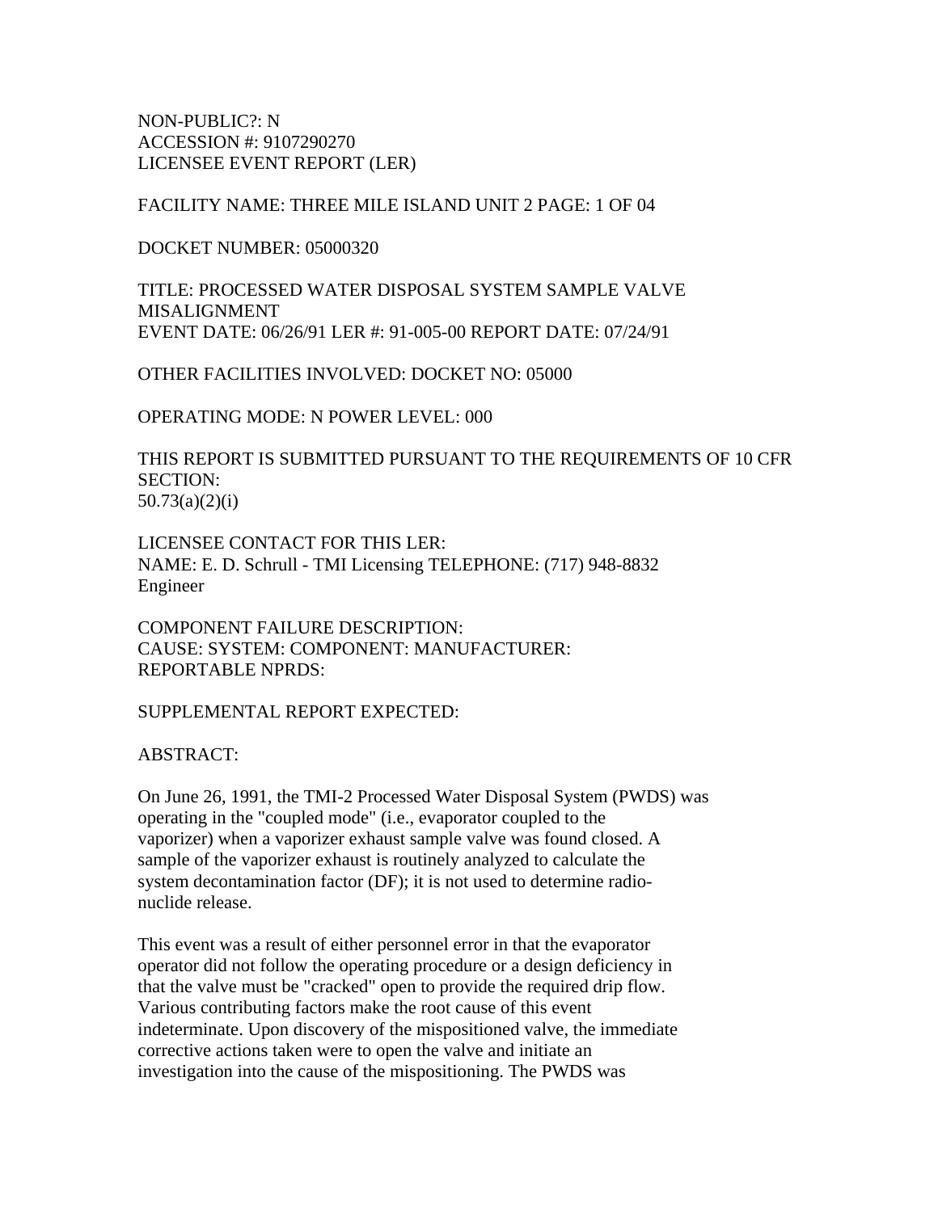NON-PUBLIC?: N
ACCESSION #: 9107290270
LICENSEE EVENT REPORT (LER)

FACILITY NAME: THREE MILE ISLAND UNIT 2 PAGE: 1 OF 04

DOCKET NUMBER: 05000320

TITLE: PROCESSED WATER DISPOSAL SYSTEM SAMPLE VALVE MISALIGNMENT
EVENT DATE: 06/26/91 LER #: 91-005-00 REPORT DATE: 07/24/91

OTHER FACILITIES INVOLVED: DOCKET NO: 05000

OPERATING MODE: N POWER LEVEL: 000

THIS REPORT IS SUBMITTED PURSUANT TO THE REQUIREMENTS OF 10 CFR SECTION:
50.73(a)(2)(i)

LICENSEE CONTACT FOR THIS LER:
NAME: E. D. Schrull - TMI Licensing Engineer TELEPHONE: (717) 948-8832

COMPONENT FAILURE DESCRIPTION:
CAUSE: SYSTEM: COMPONENT: MANUFACTURER:
REPORTABLE NPRDS:

SUPPLEMENTAL REPORT EXPECTED:

ABSTRACT:

On June 26, 1991, the TMI-2 Processed Water Disposal System (PWDS) was operating in the "coupled mode" (i.e., evaporator coupled to the vaporizer) when a vaporizer exhaust sample valve was found closed. A sample of the vaporizer exhaust is routinely analyzed to calculate the system decontamination factor (DF); it is not used to determine radio-nuclide release.

This event was a result of either personnel error in that the evaporator operator did not follow the operating procedure or a design deficiency in that the valve must be "cracked" open to provide the required drip flow. Various contributing factors make the root cause of this event indeterminate. Upon discovery of the mispositioned valve, the immediate corrective actions taken were to open the valve and initiate an investigation into the cause of the mispositioning. The PWDS was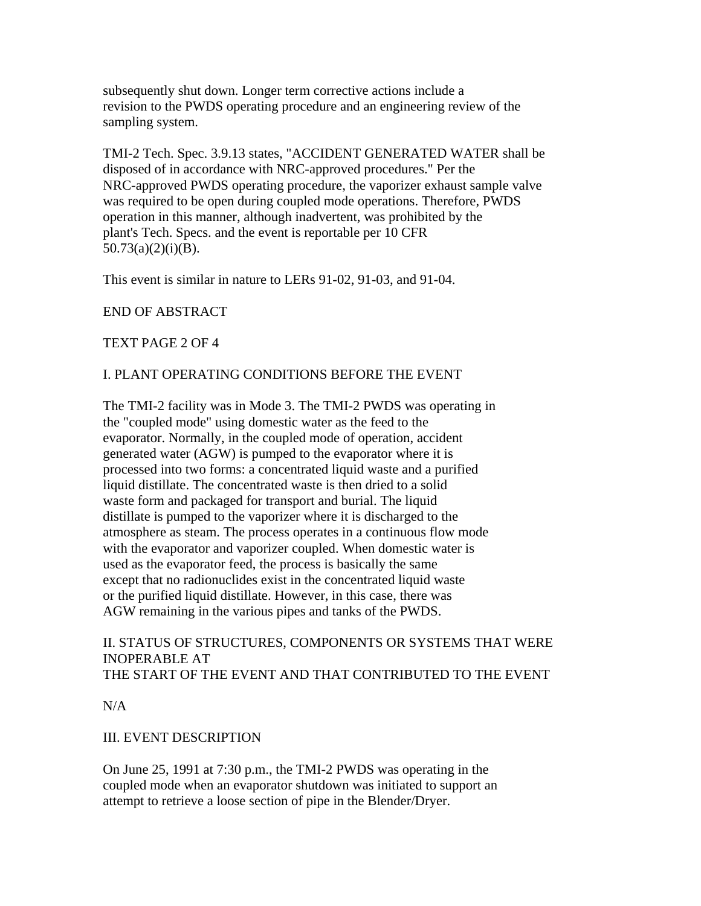subsequently shut down. Longer term corrective actions include a revision to the PWDS operating procedure and an engineering review of the sampling system.

TMI-2 Tech. Spec. 3.9.13 states, "ACCIDENT GENERATED WATER shall be disposed of in accordance with NRC-approved procedures." Per the NRC-approved PWDS operating procedure, the vaporizer exhaust sample valve was required to be open during coupled mode operations. Therefore, PWDS operation in this manner, although inadvertent, was prohibited by the plant's Tech. Specs. and the event is reportable per 10 CFR 50.73(a)(2)(i)(B).

This event is similar in nature to LERs 91-02, 91-03, and 91-04.

END OF ABSTRACT

TEXT PAGE 2 OF 4

## I. PLANT OPERATING CONDITIONS BEFORE THE EVENT

The TMI-2 facility was in Mode 3. The TMI-2 PWDS was operating in the "coupled mode" using domestic water as the feed to the evaporator. Normally, in the coupled mode of operation, accident generated water (AGW) is pumped to the evaporator where it is processed into two forms: a concentrated liquid waste and a purified liquid distillate. The concentrated waste is then dried to a solid waste form and packaged for transport and burial. The liquid distillate is pumped to the vaporizer where it is discharged to the atmosphere as steam. The process operates in a continuous flow mode with the evaporator and vaporizer coupled. When domestic water is used as the evaporator feed, the process is basically the same except that no radionuclides exist in the concentrated liquid waste or the purified liquid distillate. However, in this case, there was AGW remaining in the various pipes and tanks of the PWDS.

## II. STATUS OF STRUCTURES, COMPONENTS OR SYSTEMS THAT WERE INOPERABLE AT THE START OF THE EVENT AND THAT CONTRIBUTED TO THE EVENT

N/A

## III. EVENT DESCRIPTION

On June 25, 1991 at 7:30 p.m., the TMI-2 PWDS was operating in the coupled mode when an evaporator shutdown was initiated to support an attempt to retrieve a loose section of pipe in the Blender/Dryer.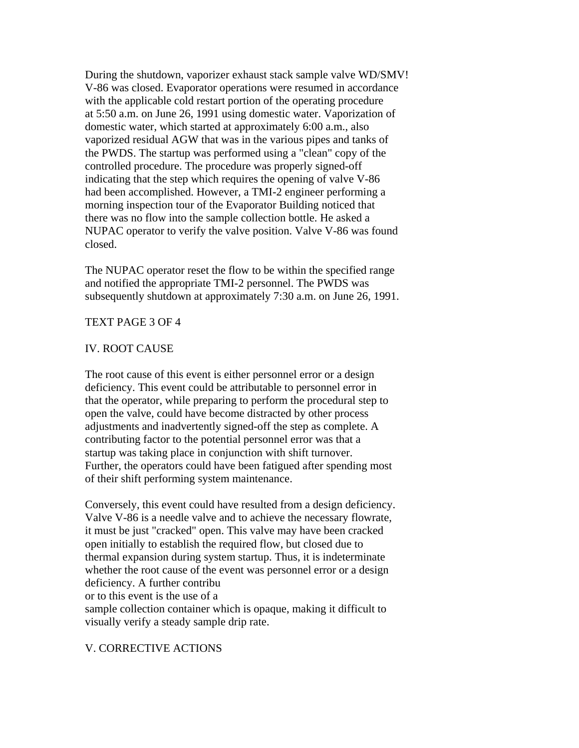During the shutdown, vaporizer exhaust stack sample valve WD/SMV! V-86 was closed. Evaporator operations were resumed in accordance with the applicable cold restart portion of the operating procedure at 5:50 a.m. on June 26, 1991 using domestic water. Vaporization of domestic water, which started at approximately 6:00 a.m., also vaporized residual AGW that was in the various pipes and tanks of the PWDS. The startup was performed using a "clean" copy of the controlled procedure. The procedure was properly signed-off indicating that the step which requires the opening of valve V-86 had been accomplished. However, a TMI-2 engineer performing a morning inspection tour of the Evaporator Building noticed that there was no flow into the sample collection bottle. He asked a NUPAC operator to verify the valve position. Valve V-86 was found closed.

The NUPAC operator reset the flow to be within the specified range and notified the appropriate TMI-2 personnel. The PWDS was subsequently shutdown at approximately 7:30 a.m. on June 26, 1991.

TEXT PAGE 3 OF 4

## IV. ROOT CAUSE

The root cause of this event is either personnel error or a design deficiency. This event could be attributable to personnel error in that the operator, while preparing to perform the procedural step to open the valve, could have become distracted by other process adjustments and inadvertently signed-off the step as complete. A contributing factor to the potential personnel error was that a startup was taking place in conjunction with shift turnover. Further, the operators could have been fatigued after spending most of their shift performing system maintenance.

Conversely, this event could have resulted from a design deficiency. Valve V-86 is a needle valve and to achieve the necessary flowrate, it must be just "cracked" open. This valve may have been cracked open initially to establish the required flow, but closed due to thermal expansion during system startup. Thus, it is indeterminate whether the root cause of the event was personnel error or a design deficiency. A further contribu
or to this event is the use of a
sample collection container which is opaque, making it difficult to visually verify a steady sample drip rate.

## V. CORRECTIVE ACTIONS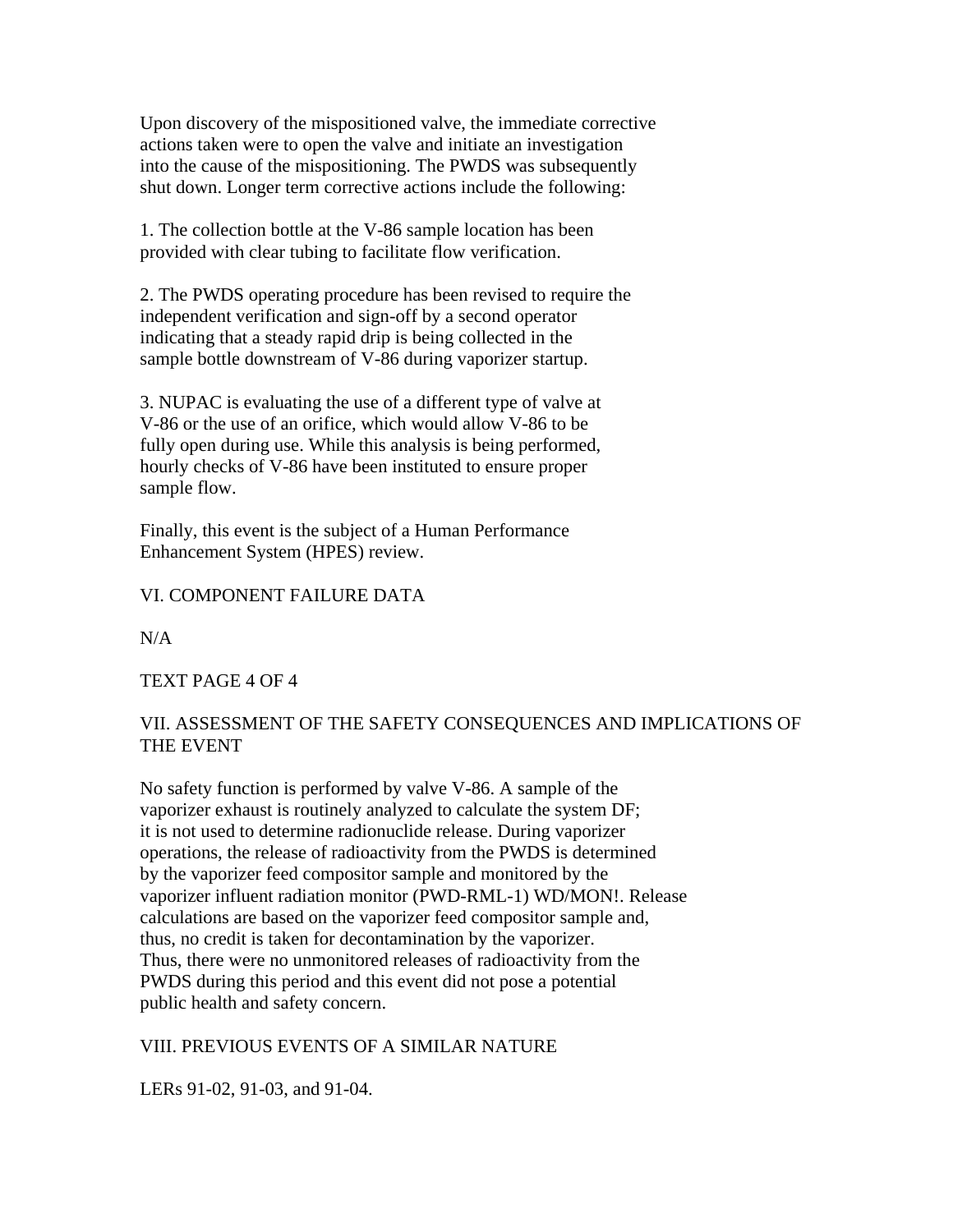Upon discovery of the mispositioned valve, the immediate corrective actions taken were to open the valve and initiate an investigation into the cause of the mispositioning. The PWDS was subsequently shut down. Longer term corrective actions include the following:

1. The collection bottle at the V-86 sample location has been provided with clear tubing to facilitate flow verification.

2. The PWDS operating procedure has been revised to require the independent verification and sign-off by a second operator indicating that a steady rapid drip is being collected in the sample bottle downstream of V-86 during vaporizer startup.

3. NUPAC is evaluating the use of a different type of valve at V-86 or the use of an orifice, which would allow V-86 to be fully open during use. While this analysis is being performed, hourly checks of V-86 have been instituted to ensure proper sample flow.

Finally, this event is the subject of a Human Performance Enhancement System (HPES) review.

## VI. COMPONENT FAILURE DATA

N/A

TEXT PAGE 4 OF 4

## VII. ASSESSMENT OF THE SAFETY CONSEQUENCES AND IMPLICATIONS OF THE EVENT

No safety function is performed by valve V-86. A sample of the vaporizer exhaust is routinely analyzed to calculate the system DF; it is not used to determine radionuclide release. During vaporizer operations, the release of radioactivity from the PWDS is determined by the vaporizer feed compositor sample and monitored by the vaporizer influent radiation monitor (PWD-RML-1) WD/MON!. Release calculations are based on the vaporizer feed compositor sample and, thus, no credit is taken for decontamination by the vaporizer. Thus, there were no unmonitored releases of radioactivity from the PWDS during this period and this event did not pose a potential public health and safety concern.

## VIII. PREVIOUS EVENTS OF A SIMILAR NATURE

LERs 91-02, 91-03, and 91-04.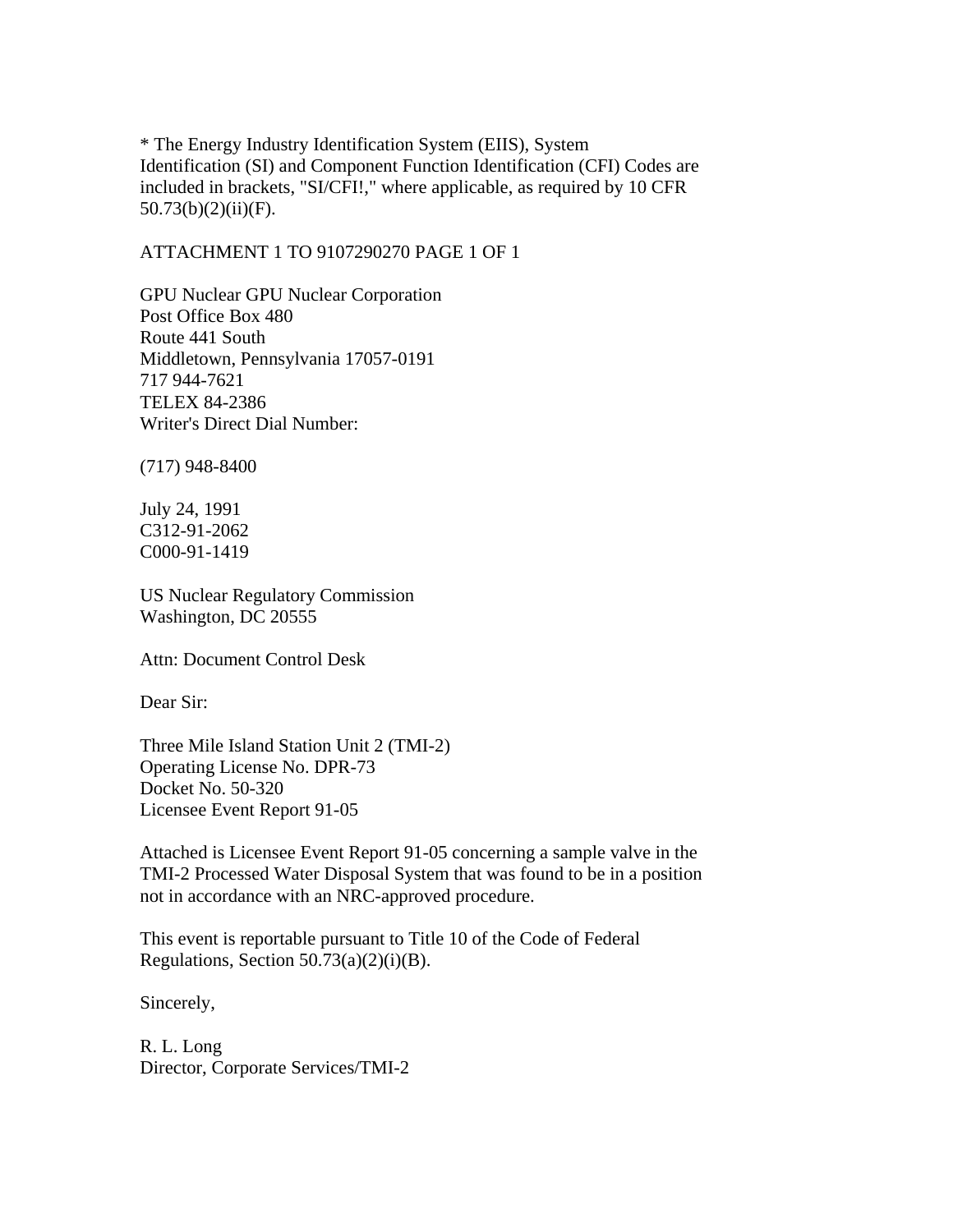* The Energy Industry Identification System (EIIS), System Identification (SI) and Component Function Identification (CFI) Codes are included in brackets, "SI/CFI!," where applicable, as required by 10 CFR 50.73(b)(2)(ii)(F).

ATTACHMENT 1 TO 9107290270 PAGE 1 OF 1

GPU Nuclear GPU Nuclear Corporation
Post Office Box 480
Route 441 South
Middletown, Pennsylvania 17057-0191
717 944-7621
TELEX 84-2386
Writer's Direct Dial Number:

(717) 948-8400

July 24, 1991
C312-91-2062
C000-91-1419

US Nuclear Regulatory Commission
Washington, DC 20555

Attn: Document Control Desk

Dear Sir:

Three Mile Island Station Unit 2 (TMI-2)
Operating License No. DPR-73
Docket No. 50-320
Licensee Event Report 91-05

Attached is Licensee Event Report 91-05 concerning a sample valve in the TMI-2 Processed Water Disposal System that was found to be in a position not in accordance with an NRC-approved procedure.

This event is reportable pursuant to Title 10 of the Code of Federal Regulations, Section 50.73(a)(2)(i)(B).

Sincerely,

R. L. Long
Director, Corporate Services/TMI-2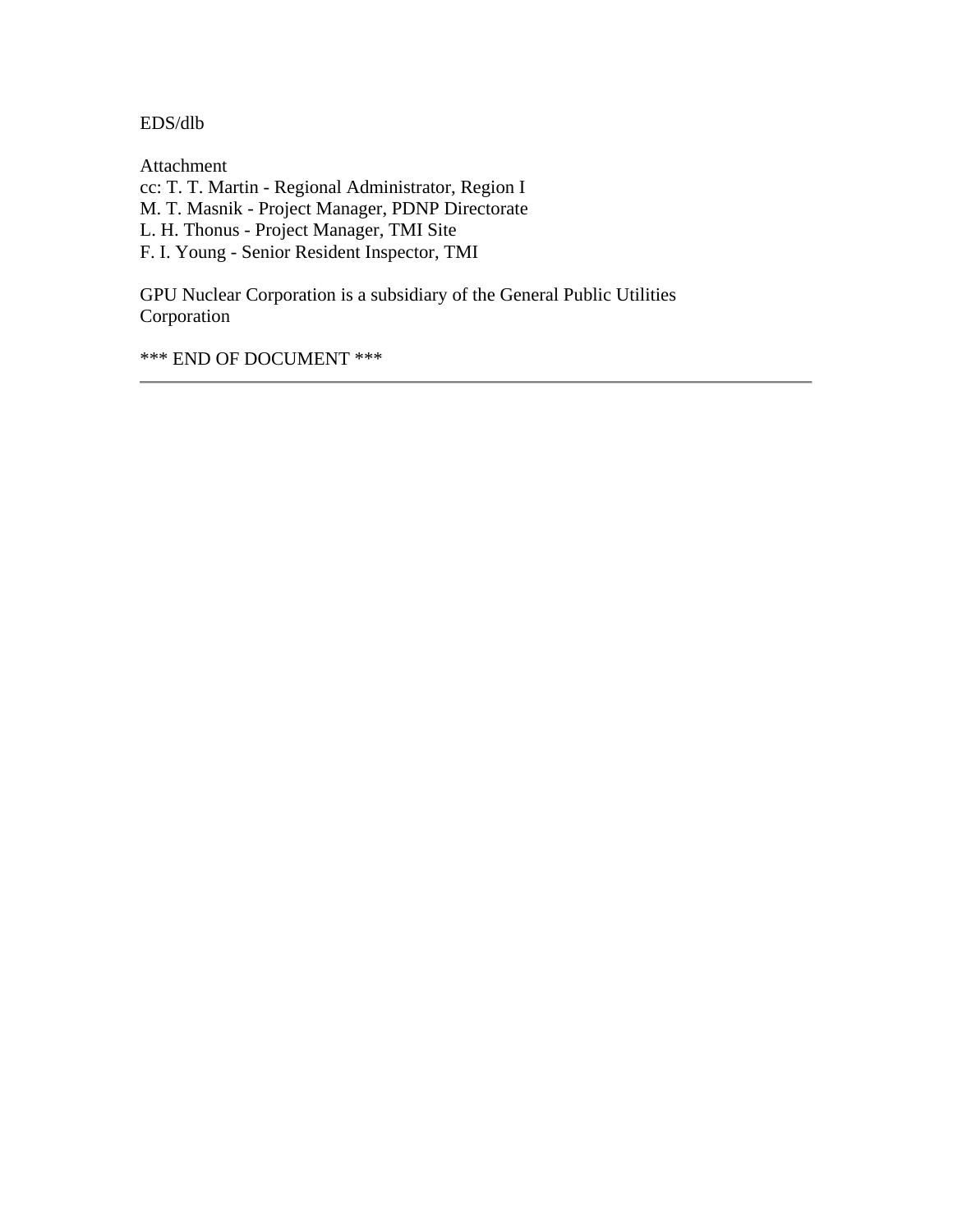EDS/dlb

Attachment
cc: T. T. Martin - Regional Administrator, Region I
M. T. Masnik - Project Manager, PDNP Directorate
L. H. Thonus - Project Manager, TMI Site
F. I. Young - Senior Resident Inspector, TMI

GPU Nuclear Corporation is a subsidiary of the General Public Utilities Corporation

*** END OF DOCUMENT ***

---